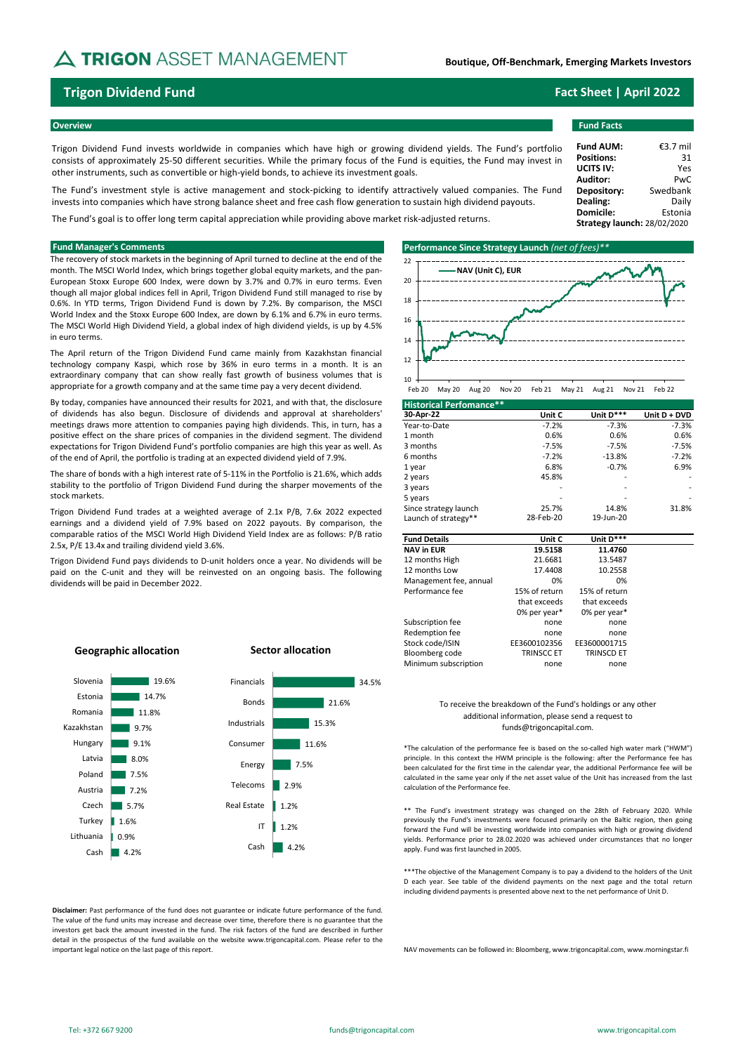# TRIGON ASSET MANAGEMENT

**Boutique, Off-Benchmark, Emerging Markets Investors**

## Trigon Dividend Fund

**Fact Sheet | April 2022**

### Overview

Trigon Dividend Fund invests worldwide in companies which have high or growing dividend yields. The Fund's portfolio consists of approximately 25-50 different securities. While the primary focus of the Fund is equities, the Fund may invest in other instruments, such as convertible or high-yield bonds, to achieve its investment goals.

The Fund's investment style is active management and stock-picking to identify attractively valued companies. The Fund invests into companies which have strong balance sheet and free cash flow generation to sustain high dividend payouts.

The Fund's goal is to offer long term capital appreciation while providing above market risk-adjusted returns.

### Fund Facts

| | |
|---|---|
| **Fund AUM:** | €3.7 mil |
| **Positions:** | 31 |
| **UCITS IV:** | Yes |
| **Auditor:** | PwC |
| **Depository:** | Swedbank |
| **Dealing:** | Daily |
| **Domicile:** | Estonia |
| **Strategy launch:** | 28/02/2020 |

### Fund Manager's Comments

The recovery of stock markets in the beginning of April turned to decline at the end of the month. The MSCI World Index, which brings together global equity markets, and the pan-European Stoxx Europe 600 Index, were down by 3.7% and 0.7% in euro terms. Even though all major global indices fell in April, Trigon Dividend Fund still managed to rise by 0.6%. In YTD terms, Trigon Dividend Fund is down by 7.2%. By comparison, the MSCI World Index and the Stoxx Europe 600 Index, are down by 6.1% and 6.7% in euro terms. The MSCI World High Dividend Yield, a global index of high dividend yields, is up by 4.5% in euro terms.

The April return of the Trigon Dividend Fund came mainly from Kazakhstan financial technology company Kaspi, which rose by 36% in euro terms in a month. It is an extraordinary company that can show really fast growth of business volumes that is appropriate for a growth company and at the same time pay a very decent dividend.

By today, companies have announced their results for 2021, and with that, the disclosure of dividends has also begun. Disclosure of dividends and approval at shareholders' meetings draws more attention to companies paying high dividends. This, in turn, has a positive effect on the share prices of companies in the dividend segment. The dividend expectations for Trigon Dividend Fund's portfolio companies are high this year as well. As of the end of April, the portfolio is trading at an expected dividend yield of 7.9%.

The share of bonds with a high interest rate of 5-11% in the Portfolio is 21.6%, which adds stability to the portfolio of Trigon Dividend Fund during the sharper movements of the stock markets.

Trigon Dividend Fund trades at a weighted average of 2.1x P/B, 7.6x 2022 expected earnings and a dividend yield of 7.9% based on 2022 payouts. By comparison, the comparable ratios of the MSCI World High Dividend Yield Index are as follows: P/B ratio 2.5x, P/E 13.4x and trailing dividend yield 3.6%.

Trigon Dividend Fund pays dividends to D-unit holders once a year. No dividends will be paid on the C-unit and they will be reinvested on an ongoing basis. The following dividends will be paid in December 2022.

### Performance Since Strategy Launch *(net of fees)***

NAV (Unit C), EUR

### Historical Perfomance**

| 30-Apr-22 | Unit C | Unit D*** | Unit D + DVD |
|---|---|---|---|
| Year-to-Date | -7.2% | -7.3% | -7.3% |
| 1 month | 0.6% | 0.6% | 0.6% |
| 3 months | -7.5% | -7.5% | -7.5% |
| 6 months | -7.2% | -13.8% | -7.2% |
| 1 year | 6.8% | -0.7% | 6.9% |
| 2 years | 45.8% | - | - |
| 3 years | - | - | - |
| 5 years | - | - | - |
| Since strategy launch | 25.7% | 14.8% | 31.8% |
| Launch of strategy** | 28-Feb-20 | 19-Jun-20 | |

| Fund Details | Unit C | Unit D*** |
|---|---|---|
| **NAV in EUR** | **19.5158** | **11.4760** |
| 12 months High | 21.6681 | 13.5487 |
| 12 months Low | 17.4408 | 10.2558 |
| Management fee, annual | 0% | 0% |
| Performance fee | 15% of return that exceeds 0% per year* | 15% of return that exceeds 0% per year* |
| Subscription fee | none | none |
| Redemption fee | none | none |
| Stock code/ISIN | EE3600102356 | EE3600001715 |
| Bloomberg code | TRINSCC ET | TRINSCD ET |
| Minimum subscription | none | none |

### Geographic allocation

| Country | Share |
|---|---|
| Slovenia | 19.6% |
| Estonia | 14.7% |
| Romania | 11.8% |
| Kazakhstan | 9.7% |
| Hungary | 9.1% |
| Latvia | 8.0% |
| Poland | 7.5% |
| Austria | 7.2% |
| Czech | 5.7% |
| Turkey | 1.6% |
| Lithuania | 0.9% |
| Cash | 4.2% |

### Sector allocation

| Sector | Share |
|---|---|
| Financials | 34.5% |
| Bonds | 21.6% |
| Industrials | 15.3% |
| Consumer | 11.6% |
| Energy | 7.5% |
| Telecoms | 2.9% |
| Real Estate | 1.2% |
| IT | 1.2% |
| Cash | 4.2% |

To receive the breakdown of the Fund's holdings or any other additional information, please send a request to funds@trigoncapital.com.

*The calculation of the performance fee is based on the so-called high water mark ("HWM") principle. In this context the HWM principle is the following: after the Performance fee has been calculated for the first time in the calendar year, the additional Performance fee will be calculated in the same year only if the net asset value of the Unit has increased from the last calculation of the Performance fee.

** The Fund's investment strategy was changed on the 28th of February 2020. While previously the Fund's investments were focused primarily on the Baltic region, then going forward the Fund will be investing worldwide into companies with high or growing dividend yields. Performance prior to 28.02.2020 was achieved under circumstances that no longer apply. Fund was first launched in 2005.

***The objective of the Management Company is to pay a dividend to the holders of the Unit D each year. See table of the dividend payments on the next page and the total return including dividend payments is presented above next to the net performance of Unit D.

**Disclaimer:** Past performance of the fund does not guarantee or indicate future performance of the fund. The value of the fund units may increase and decrease over time, therefore there is no guarantee that the investors get back the amount invested in the fund. The risk factors of the fund are described in further detail in the prospectus of the fund available on the website www.trigoncapital.com. Please refer to the important legal notice on the last page of this report.

NAV movements can be followed in: Bloomberg, www.trigoncapital.com, www.morningstar.fi

Tel: +372 667 9200 | funds@trigoncapital.com | www.trigoncapital.com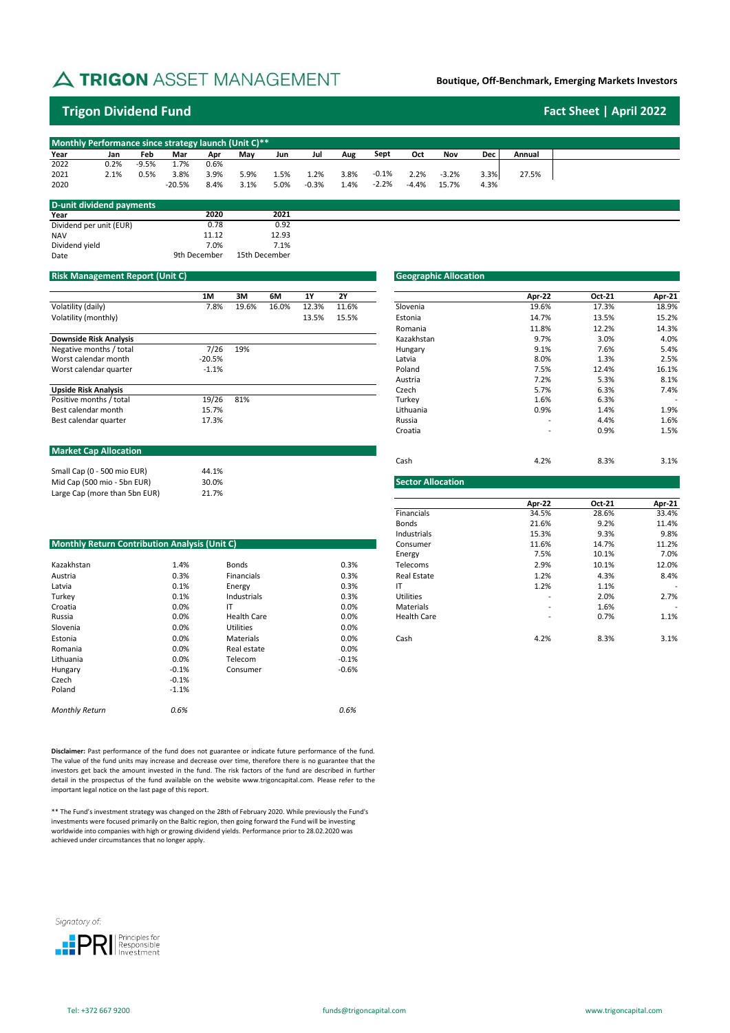# TRIGON ASSET MANAGEMENT

**Boutique, Off-Benchmark, Emerging Markets Investors**

## Trigon Dividend Fund

**Fact Sheet | April 2022**

### Monthly Performance since strategy launch (Unit C)**

| Year | Jan | Feb | Mar | Apr | May | Jun | Jul | Aug | Sept | Oct | Nov | Dec | Annual |
|---|---|---|---|---|---|---|---|---|---|---|---|---|---|
| 2022 | 0.2% | -9.5% | 1.7% | 0.6% | | | | | | | | | |
| 2021 | 2.1% | 0.5% | 3.8% | 3.9% | 5.9% | 1.5% | 1.2% | 3.8% | -0.1% | 2.2% | -3.2% | 3.3% | 27.5% |
| 2020 | | | -20.5% | 8.4% | 3.1% | 5.0% | -0.3% | 1.4% | -2.2% | -4.4% | 15.7% | 4.3% | |

### D-unit dividend payments

| Year | 2020 | 2021 |
|---|---|---|
| Dividend per unit (EUR) | 0.78 | 0.92 |
| NAV | 11.12 | 12.93 |
| Dividend yield | 7.0% | 7.1% |
| Date | 9th December | 15th December |

### Risk Management Report (Unit C)

| | 1M | 3M | 6M | 1Y | 2Y |
|---|---|---|---|---|---|
| Volatility (daily) | 7.8% | 19.6% | 16.0% | 12.3% | 11.6% |
| Volatility (monthly) | | | | 13.5% | 15.5% |

| Downside Risk Analysis | | |
|---|---|---|
| Negative months / total | 7/26 | 19% |
| Worst calendar month | -20.5% | |
| Worst calendar quarter | -1.1% | |

| Upside Risk Analysis | | |
|---|---|---|
| Positive months / total | 19/26 | 81% |
| Best calendar month | 15.7% | |
| Best calendar quarter | 17.3% | |

### Geographic Allocation

| | Apr-22 | Oct-21 | Apr-21 |
|---|---|---|---|
| Slovenia | 19.6% | 17.3% | 18.9% |
| Estonia | 14.7% | 13.5% | 15.2% |
| Romania | 11.8% | 12.2% | 14.3% |
| Kazakhstan | 9.7% | 3.0% | 4.0% |
| Hungary | 9.1% | 7.6% | 5.4% |
| Latvia | 8.0% | 1.3% | 2.5% |
| Poland | 7.5% | 12.4% | 16.1% |
| Austria | 7.2% | 5.3% | 8.1% |
| Czech | 5.7% | 6.3% | 7.4% |
| Turkey | 1.6% | 6.3% | - |
| Lithuania | 0.9% | 1.4% | 1.9% |
| Russia | - | 4.4% | 1.6% |
| Croatia | - | 0.9% | 1.5% |
| Cash | 4.2% | 8.3% | 3.1% |

### Market Cap Allocation

| | |
|---|---|
| Small Cap (0 - 500 mio EUR) | 44.1% |
| Mid Cap (500 mio - 5bn EUR) | 30.0% |
| Large Cap (more than 5bn EUR) | 21.7% |

### Sector Allocation

| | Apr-22 | Oct-21 | Apr-21 |
|---|---|---|---|
| Financials | 34.5% | 28.6% | 33.4% |
| Bonds | 21.6% | 9.2% | 11.4% |
| Industrials | 15.3% | 9.3% | 9.8% |
| Consumer | 11.6% | 14.7% | 11.2% |
| Energy | 7.5% | 10.1% | 7.0% |
| Telecoms | 2.9% | 10.1% | 12.0% |
| Real Estate | 1.2% | 4.3% | 8.4% |
| IT | 1.2% | 1.1% | - |
| Utilities | - | 2.0% | 2.7% |
| Materials | - | 1.6% | - |
| Health Care | - | 0.7% | 1.1% |
| Cash | 4.2% | 8.3% | 3.1% |

### Monthly Return Contribution Analysis (Unit C)

| Country | | Sector | |
|---|---|---|---|
| Kazakhstan | 1.4% | Bonds | 0.3% |
| Austria | 0.3% | Financials | 0.3% |
| Latvia | 0.1% | Energy | 0.3% |
| Turkey | 0.1% | Industrials | 0.3% |
| Croatia | 0.0% | IT | 0.0% |
| Russia | 0.0% | Health Care | 0.0% |
| Slovenia | 0.0% | Utilities | 0.0% |
| Estonia | 0.0% | Materials | 0.0% |
| Romania | 0.0% | Real estate | 0.0% |
| Lithuania | 0.0% | Telecom | -0.1% |
| Hungary | -0.1% | Consumer | -0.6% |
| Czech | -0.1% | | |
| Poland | -1.1% | | |
| *Monthly Return* | *0.6%* | | *0.6%* |

**Disclaimer:** Past performance of the fund does not guarantee or indicate future performance of the fund. The value of the fund units may increase and decrease over time, therefore there is no guarantee that the investors get back the amount invested in the fund. The risk factors of the fund are described in further detail in the prospectus of the fund available on the website www.trigoncapital.com. Please refer to the important legal notice on the last page of this report.

** The Fund's investment strategy was changed on the 28th of February 2020. While previously the Fund's investments were focused primarily on the Baltic region, then going forward the Fund will be investing worldwide into companies with high or growing dividend yields. Performance prior to 28.02.2020 was achieved under circumstances that no longer apply.

Signatory of: PRI Principles for Responsible Investment

Tel: +372 667 9200 | funds@trigoncapital.com | www.trigoncapital.com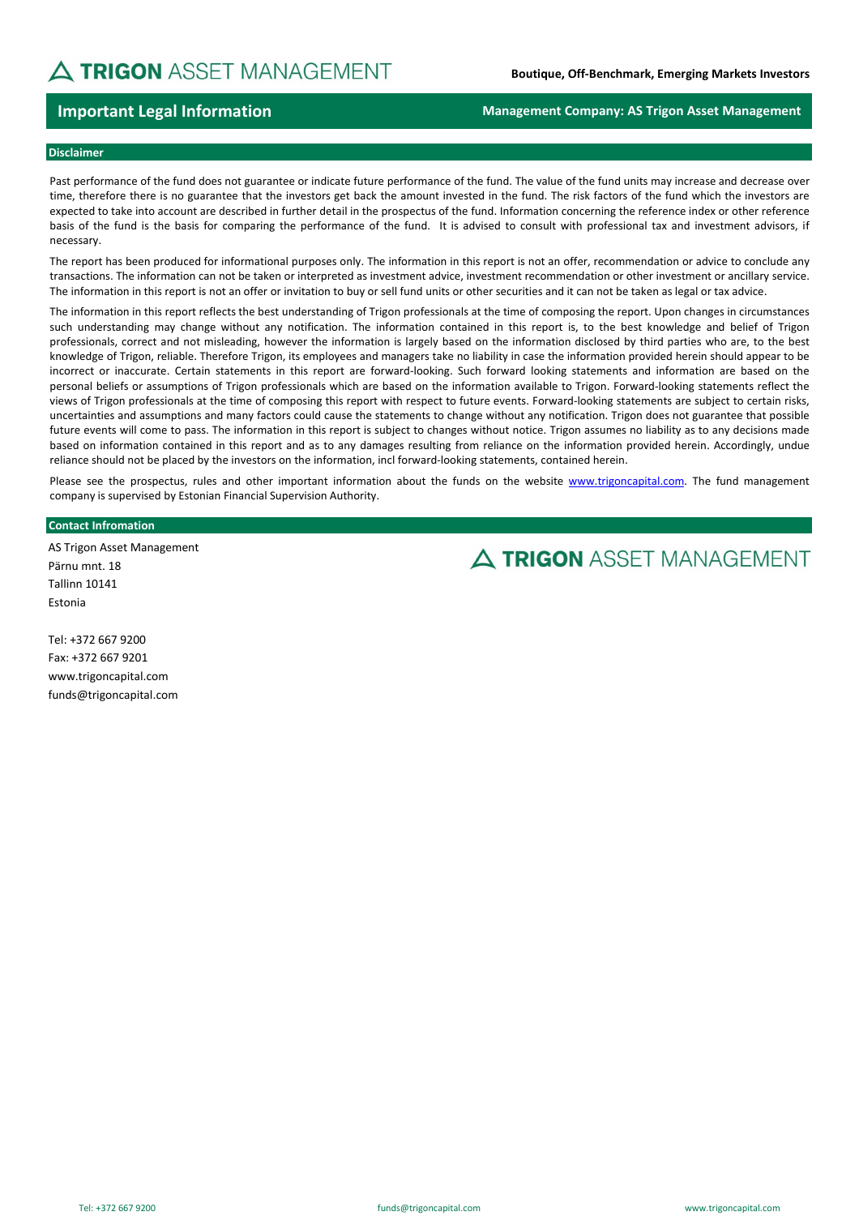# Important Legal Information

**Management Company: AS Trigon Asset Management**

## Disclaimer

Past performance of the fund does not guarantee or indicate future performance of the fund. The value of the fund units may increase and decrease over time, therefore there is no guarantee that the investors get back the amount invested in the fund. The risk factors of the fund which the investors are expected to take into account are described in further detail in the prospectus of the fund. Information concerning the reference index or other reference basis of the fund is the basis for comparing the performance of the fund. It is advised to consult with professional tax and investment advisors, if necessary.

The report has been produced for informational purposes only. The information in this report is not an offer, recommendation or advice to conclude any transactions. The information can not be taken or interpreted as investment advice, investment recommendation or other investment or ancillary service. The information in this report is not an offer or invitation to buy or sell fund units or other securities and it can not be taken as legal or tax advice.

The information in this report reflects the best understanding of Trigon professionals at the time of composing the report. Upon changes in circumstances such understanding may change without any notification. The information contained in this report is, to the best knowledge and belief of Trigon professionals, correct and not misleading, however the information is largely based on the information disclosed by third parties who are, to the best knowledge of Trigon, reliable. Therefore Trigon, its employees and managers take no liability in case the information provided herein should appear to be incorrect or inaccurate. Certain statements in this report are forward-looking. Such forward looking statements and information are based on the personal beliefs or assumptions of Trigon professionals which are based on the information available to Trigon. Forward-looking statements reflect the views of Trigon professionals at the time of composing this report with respect to future events. Forward-looking statements are subject to certain risks, uncertainties and assumptions and many factors could cause the statements to change without any notification. Trigon does not guarantee that possible future events will come to pass. The information in this report is subject to changes without notice. Trigon assumes no liability as to any decisions made based on information contained in this report and as to any damages resulting from reliance on the information provided herein. Accordingly, undue reliance should not be placed by the investors on the information, incl forward-looking statements, contained herein.

Please see the prospectus, rules and other important information about the funds on the website www.trigoncapital.com. The fund management company is supervised by Estonian Financial Supervision Authority.

## Contact Information

AS Trigon Asset Management
Pärnu mnt. 18
Tallinn 10141
Estonia

Tel: +372 667 9200
Fax: +372 667 9201
www.trigoncapital.com
funds@trigoncapital.com

TRIGON ASSET MANAGEMENT